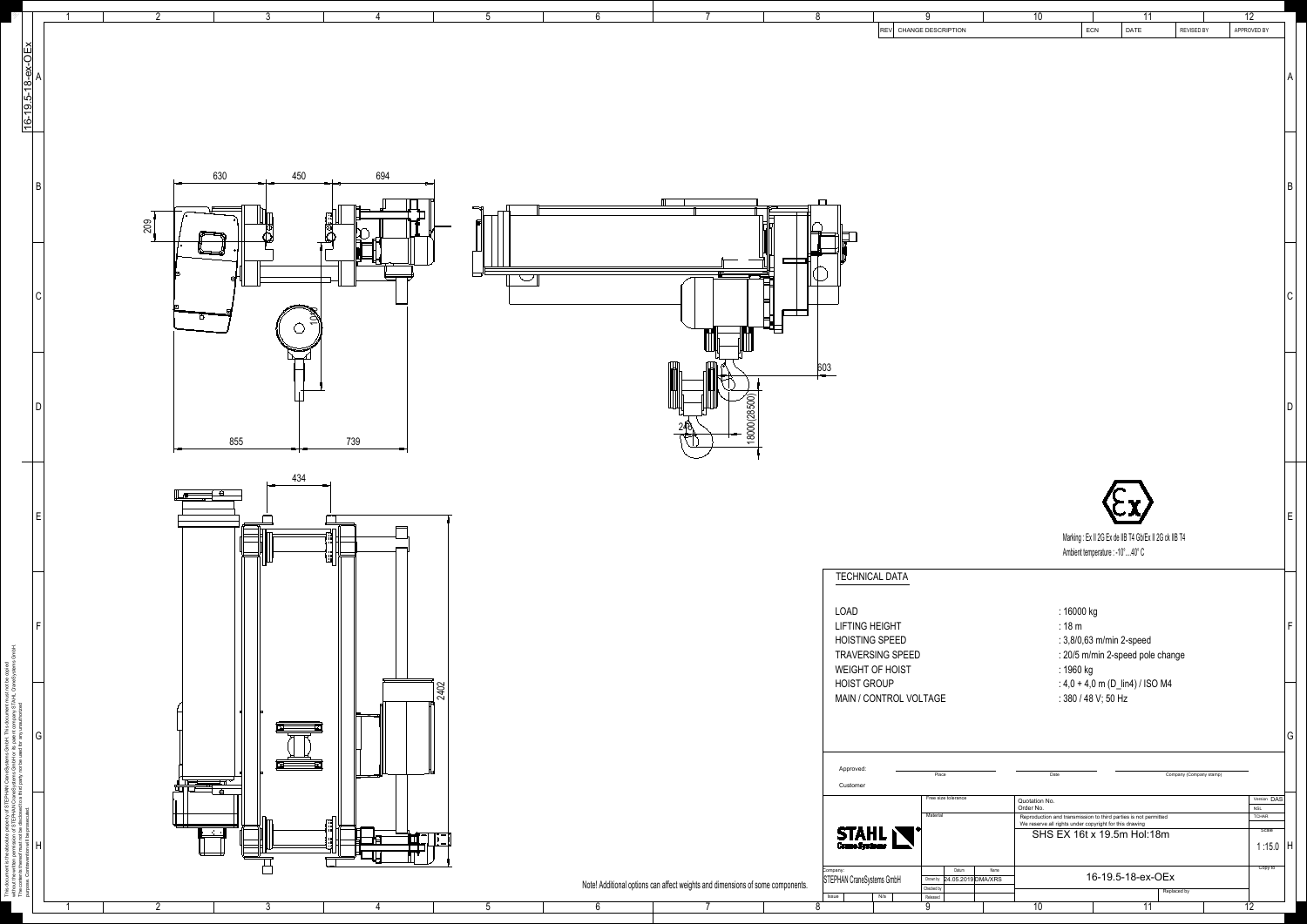16-19.5-18-ex-OEx

| REV | CHANGE DESCRIPTION | ECN | DATE | REVISED BY | APPROVED BY |
|---|---|---|---|---|---|
| | | | | | |

630 450 694

209

104

855 739

603

240

18000(28500)

434

2402

Marking : Ex II 2G Ex de IIB T4 Gb/Ex II 2G ck IIB T4

Ambient temperature : -10°...40° C

## TECHNICAL DATA

| | |
|---|---|
| LOAD | : 16000 kg |
| LIFTING HEIGHT | : 18 m |
| HOISTING SPEED | : 3,8/0,63 m/min 2-speed |
| TRAVERSING SPEED | : 20/5 m/min 2-speed pole change |
| WEIGHT OF HOIST | : 1960 kg |
| HOIST GROUP | : 4,0 + 4,0 m (D_lin4) / ISO M4 |
| MAIN / CONTROL VOLTAGE | : 380 / 48 V; 50 Hz |

Approved: Place Date Company (Company stamp)

Customer

Free size tolerance

Material

Quotation No.
Order No.

Reproduction and transmission to third parties is not permitted
We reserve all rights under copyright for this drawing

SHS EX 16t x 19.5m Hol:18m

Version: DAS

Scale 1 :15.0

Company: STEPHAN CraneSystems GmbH

Drawn by 24.05.2019 DMA/XRS

16-19.5-18-ex-OEx

Issue N/a

Note! Additional options can affect weights and dimensions of some components.

This document is the absolute property of STEPHAN CraneSystems GmbH. This document must not be copied without the written permission of STEPHAN CraneSystems GmbH or its parent company STAHL CraneSystems GmbH. The contents hereof must not be disclosed to a third party nor be used for any unauthorised purpose. Contravention will be prosecuted.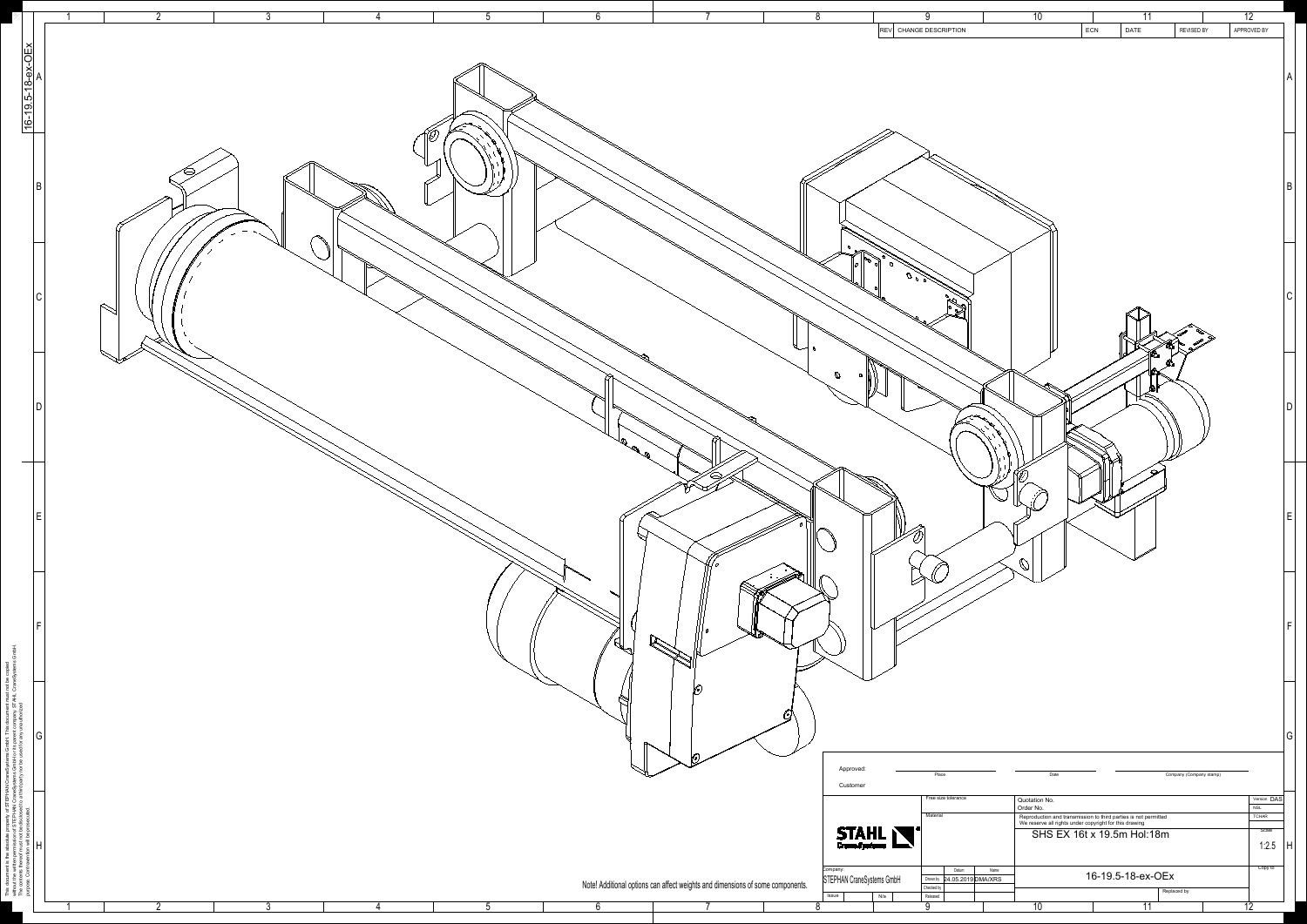16-19.5-18-ex-OEx

| REV | CHANGE DESCRIPTION | ECN | DATE | REVISED BY | APPROVED BY |
|---|---|---|---|---|---|
| | | | | | |

Note! Additional options can affect weights and dimensions of some components.

This document is the absolute property of STEPHAN CraneSystems GmbH. This document must not be copied without the written permission of STEPHAN CraneSystems GmbH or its parent company STAHL CraneSystems GmbH. The contents thereof must not be disclosed to a third party nor be used for any unauthorized purpose. Contravention will be prosecuted.

Approved: Place / Date / Company (Company stamp)

Customer

| | | |
|---|---|---|
| Free size tolerance | Quotation No. | Version: DAS |
| Material | Order No. | NSL |
| | Reproduction and transmission to third parties is not permitted. We reserve all rights under copyright for this drawing | TCHAR |
| | SHS EX 16t x 19.5m Hol:18m | Scale 1:2.5 |

STAHL CraneSystems

Company: STEPHAN CraneSystems GmbH

| | Datum | Name |
|---|---|---|
| Drawn by | 24.05.2019 | DMA/XRS |
| Checked by | | |
| Released | | |

Issue: N/a

16-19.5-18-ex-OEx

Replaced by

Copy to